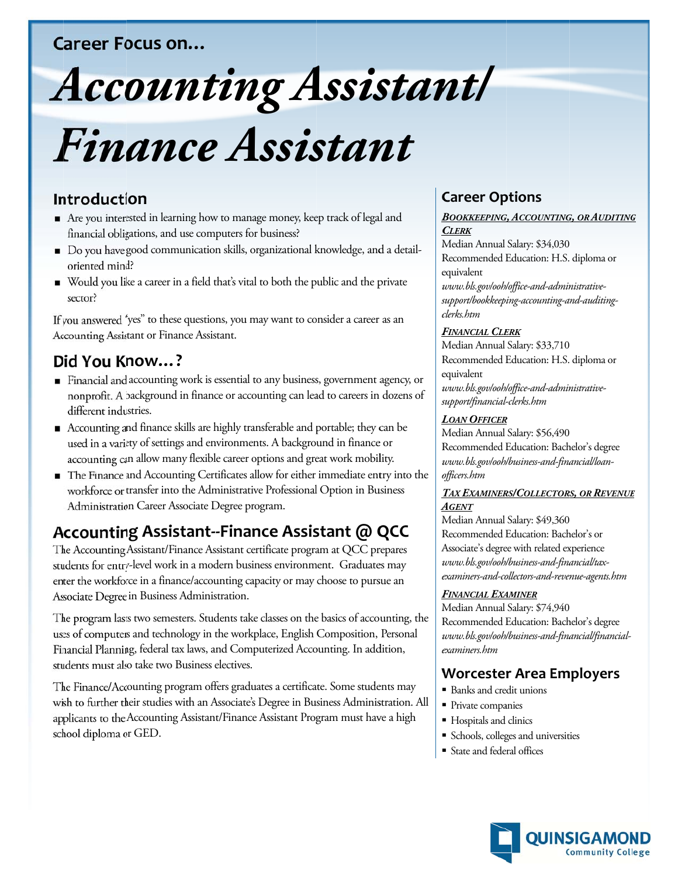Career Focus on...

# Accounting Assistant/ Finance Assistant

## Introduction

- Are you interested in learning how to manage money, keep track of legal and financial obligations, and use computers for business?
- Do you have good communication skills, organizational knowledge, and a detail-oriented mind?
- Would you like a career in a field that's vital to both the public and the private sector?

If you answered "yes" to these questions, you may want to consider a career as an Accounting Assistant or Finance Assistant.

## Did You Know…?

- Financial and accounting work is essential to any business, government agency, or nonprofit. A background in finance or accounting can lead to careers in dozens of different industries.
- Accounting and finance skills are highly transferable and portable; they can be used in a variety of settings and environments. A background in finance or accounting can allow many flexible career options and great work mobility.
- The Finance and Accounting Certificates allow for either immediate entry into the workforce or transfer into the Administrative Professional Option in Business Administration Career Associate Degree program.

## Accounting Assistant--Finance Assistant @ QCC

The Accounting Assistant/Finance Assistant certificate program at QCC prepares students for entry-level work in a modern business environment. Graduates may enter the workforce in a finance/accounting capacity or may choose to pursue an Associate Degree in Business Administration.

The program lasts two semesters. Students take classes on the basics of accounting, the uses of computers and technology in the workplace, English Composition, Personal Financial Planning, federal tax laws, and Computerized Accounting. In addition, students must also take two Business electives.

The Finance/Accounting program offers graduates a certificate. Some students may wish to further their studies with an Associate's Degree in Business Administration. All applicants to the Accounting Assistant/Finance Assistant Program must have a high school diploma or GED.

## Career Options

***Bookkeeping, Accounting, or Auditing Clerk***
Median Annual Salary: $34,030
Recommended Education: H.S. diploma or equivalent
*www.bls.gov/ooh/office-and-administrative-support/bookkeeping-accounting-and-auditing-clerks.htm*

***Financial Clerk***
Median Annual Salary: $33,710
Recommended Education: H.S. diploma or equivalent
*www.bls.gov/ooh/office-and-administrative-support/financial-clerks.htm*

***Loan Officer***
Median Annual Salary: $56,490
Recommended Education: Bachelor's degree
*www.bls.gov/ooh/business-and-financial/loan-officers.htm*

***Tax Examiners/Collectors, or Revenue Agent***
Median Annual Salary: $49,360
Recommended Education: Bachelor's or Associate's degree with related experience
*www.bls.gov/ooh/business-and-financial/tax-examiners-and-collectors-and-revenue-agents.htm*

***Financial Examiner***
Median Annual Salary: $74,940
Recommended Education: Bachelor's degree
*www.bls.gov/ooh/business-and-financial/financial-examiners.htm*

## Worcester Area Employers

- Banks and credit unions
- Private companies
- Hospitals and clinics
- Schools, colleges and universities
- State and federal offices

QUINSIGAMOND Community College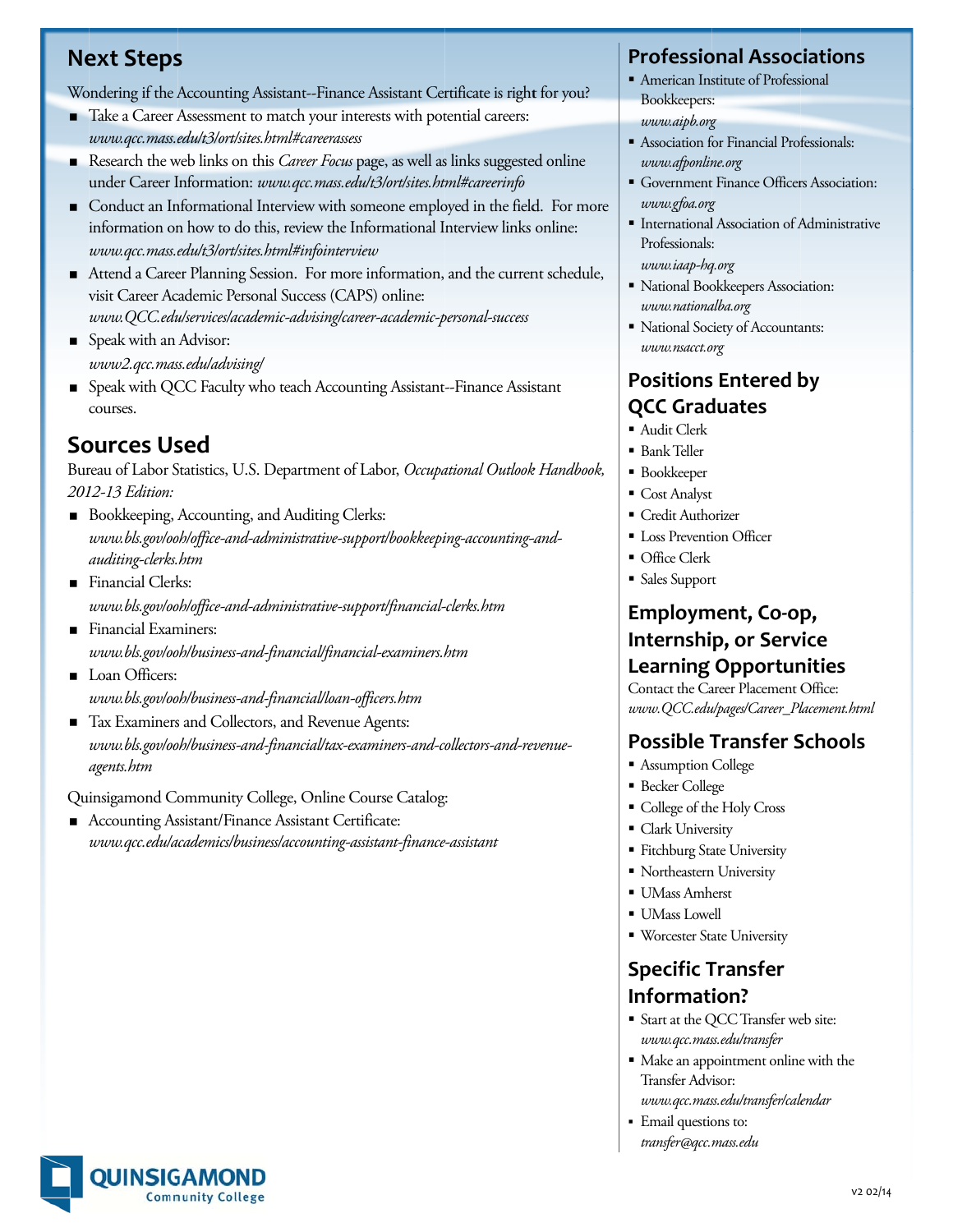## Next Steps

Wondering if the Accounting Assistant--Finance Assistant Certificate is right for you?

- Take a Career Assessment to match your interests with potential careers: *www.qcc.mass.edu/t3/ort/sites.html#careerassess*
- Research the web links on this *Career Focus* page, as well as links suggested online under Career Information: *www.qcc.mass.edu/t3/ort/sites.html#careerinfo*
- Conduct an Informational Interview with someone employed in the field. For more information on how to do this, review the Informational Interview links online: *www.qcc.mass.edu/t3/ort/sites.html#infointerview*
- Attend a Career Planning Session. For more information, and the current schedule, visit Career Academic Personal Success (CAPS) online: *www.QCC.edu/services/academic-advising/career-academic-personal-success*
- Speak with an Advisor: *www2.qcc.mass.edu/advising/*
- Speak with QCC Faculty who teach Accounting Assistant--Finance Assistant courses.

## Sources Used

Bureau of Labor Statistics, U.S. Department of Labor, *Occupational Outlook Handbook, 2012-13 Edition:*

- Bookkeeping, Accounting, and Auditing Clerks: *www.bls.gov/ooh/office-and-administrative-support/bookkeeping-accounting-and-auditing-clerks.htm*
- Financial Clerks: *www.bls.gov/ooh/office-and-administrative-support/financial-clerks.htm*
- Financial Examiners: *www.bls.gov/ooh/business-and-financial/financial-examiners.htm*
- Loan Officers: *www.bls.gov/ooh/business-and-financial/loan-officers.htm*
- Tax Examiners and Collectors, and Revenue Agents: *www.bls.gov/ooh/business-and-financial/tax-examiners-and-collectors-and-revenue-agents.htm*

Quinsigamond Community College, Online Course Catalog:

- Accounting Assistant/Finance Assistant Certificate: *www.qcc.edu/academics/business/accounting-assistant-finance-assistant*

## Professional Associations

- American Institute of Professional Bookkeepers: *www.aipb.org*
- Association for Financial Professionals: *www.afponline.org*
- Government Finance Officers Association: *www.gfoa.org*
- International Association of Administrative Professionals: *www.iaap-hq.org*
- National Bookkeepers Association: *www.nationalba.org*
- National Society of Accountants: *www.nsacct.org*

## Positions Entered by QCC Graduates

- Audit Clerk
- Bank Teller
- Bookkeeper
- Cost Analyst
- Credit Authorizer
- Loss Prevention Officer
- Office Clerk
- Sales Support

## Employment, Co-op, Internship, or Service Learning Opportunities

Contact the Career Placement Office: *www.QCC.edu/pages/Career_Placement.html*

## Possible Transfer Schools

- Assumption College
- Becker College
- College of the Holy Cross
- Clark University
- Fitchburg State University
- Northeastern University
- UMass Amherst
- UMass Lowell
- Worcester State University

## Specific Transfer Information?

- Start at the QCC Transfer web site: *www.qcc.mass.edu/transfer*
- Make an appointment online with the Transfer Advisor: *www.qcc.mass.edu/transfer/calendar*
- Email questions to: *transfer@qcc.mass.edu*

QUINSIGAMOND Community College

v2 02/14